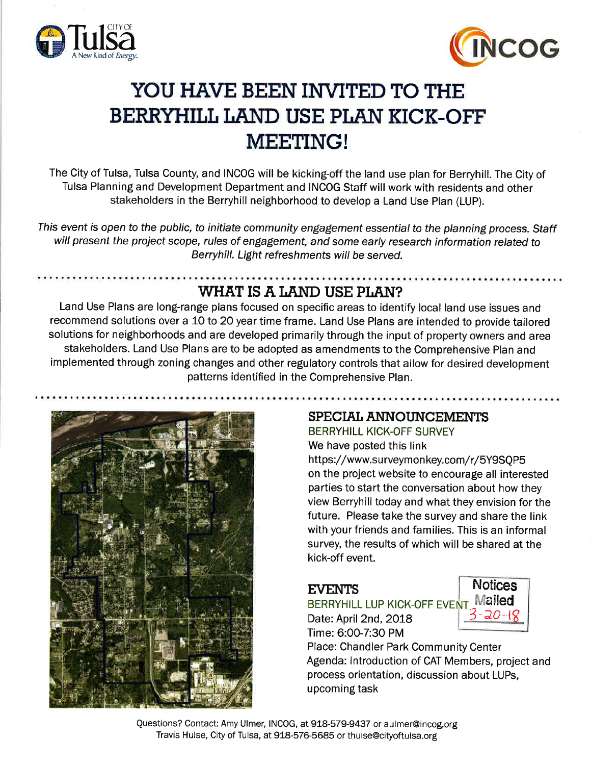# YOU HAVE BEEN INVITED TO THE BERRYHILL LAND USE PLAN KICK-OFF MEETING!

The City of Tulsa, Tulsa County, and INCOG will be kicking-off the land use plan for Berryhill. The City of Tulsa Planning and Development Department and INCOG Staff will work with residents and other stakeholders in the Berryhill neighborhood to develop a Land Use Plan (LUP).

*This event is open to the public, to initiate community engagement essential to the planning process. Staff will present the project scope, rules of engagement, and some early research information related to Berryhill. Light refreshments will be served.*

## WHAT IS A LAND USE PLAN?

Land Use Plans are long-range plans focused on specific areas to identify local land use issues and recommend solutions over a 10 to 20 year time frame. Land Use Plans are intended to provide tailored solutions for neighborhoods and are developed primarily through the input of property owners and area stakeholders. Land Use Plans are to be adopted as amendments to the Comprehensive Plan and implemented through zoning changes and other regulatory controls that allow for desired development patterns identified in the Comprehensive Plan.

## SPECIAL ANNOUNCEMENTS

BERRYHILL KICK-OFF SURVEY

We have posted this link https://www.surveymonkey.com/r/5Y9SQP5 on the project website to encourage all interested parties to start the conversation about how they view Berryhill today and what they envision for the future. Please take the survey and share the link with your friends and families. This is an informal survey, the results of which will be shared at the kick-off event.

## EVENTS

Notices Mailed 3-20-18

BERRYHILL LUP KICK-OFF EVENT

Date: April 2nd, 2018

Time: 6:00-7:30 PM

Place: Chandler Park Community Center

Agenda: Introduction of CAT Members, project and process orientation, discussion about LUPs, upcoming task

Questions? Contact: Amy Ulmer, INCOG, at 918-579-9437 or aulmer@incog.org
Travis Hulse, City of Tulsa, at 918-576-5685 or thulse@cityoftulsa.org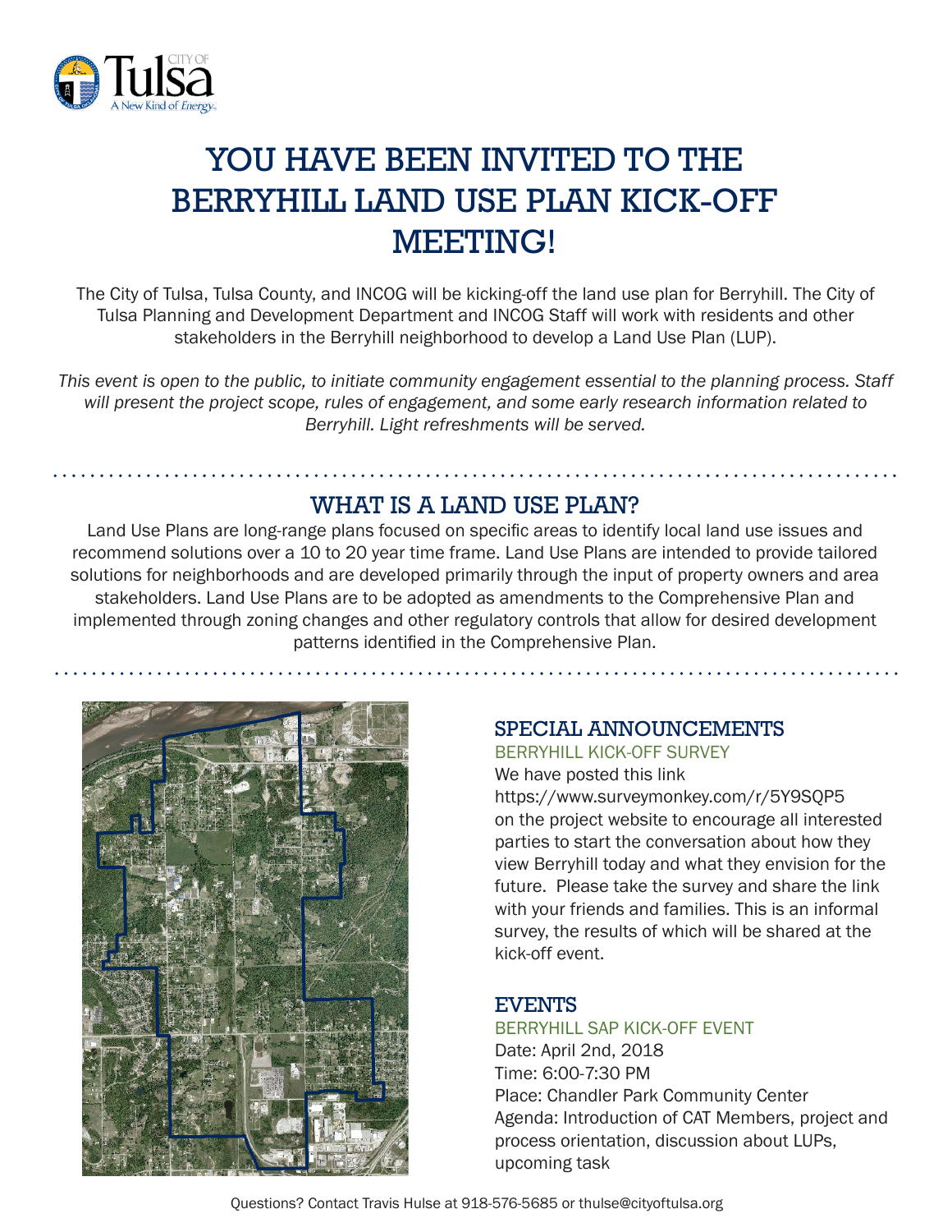City of Tulsa — A New Kind of Energy

# YOU HAVE BEEN INVITED TO THE BERRYHILL LAND USE PLAN KICK-OFF MEETING!

The City of Tulsa, Tulsa County, and INCOG will be kicking-off the land use plan for Berryhill. The City of Tulsa Planning and Development Department and INCOG Staff will work with residents and other stakeholders in the Berryhill neighborhood to develop a Land Use Plan (LUP).

*This event is open to the public, to initiate community engagement essential to the planning process. Staff will present the project scope, rules of engagement, and some early research information related to Berryhill. Light refreshments will be served.*

## WHAT IS A LAND USE PLAN?

Land Use Plans are long-range plans focused on specific areas to identify local land use issues and recommend solutions over a 10 to 20 year time frame. Land Use Plans are intended to provide tailored solutions for neighborhoods and are developed primarily through the input of property owners and area stakeholders. Land Use Plans are to be adopted as amendments to the Comprehensive Plan and implemented through zoning changes and other regulatory controls that allow for desired development patterns identified in the Comprehensive Plan.

## SPECIAL ANNOUNCEMENTS

### BERRYHILL KICK-OFF SURVEY

We have posted this link https://www.surveymonkey.com/r/5Y9SQP5 on the project website to encourage all interested parties to start the conversation about how they view Berryhill today and what they envision for the future. Please take the survey and share the link with your friends and families. This is an informal survey, the results of which will be shared at the kick-off event.

## EVENTS

### BERRYHILL SAP KICK-OFF EVENT

Date: April 2nd, 2018
Time: 6:00-7:30 PM
Place: Chandler Park Community Center
Agenda: Introduction of CAT Members, project and process orientation, discussion about LUPs, upcoming task

Questions? Contact Travis Hulse at 918-576-5685 or thulse@cityoftulsa.org